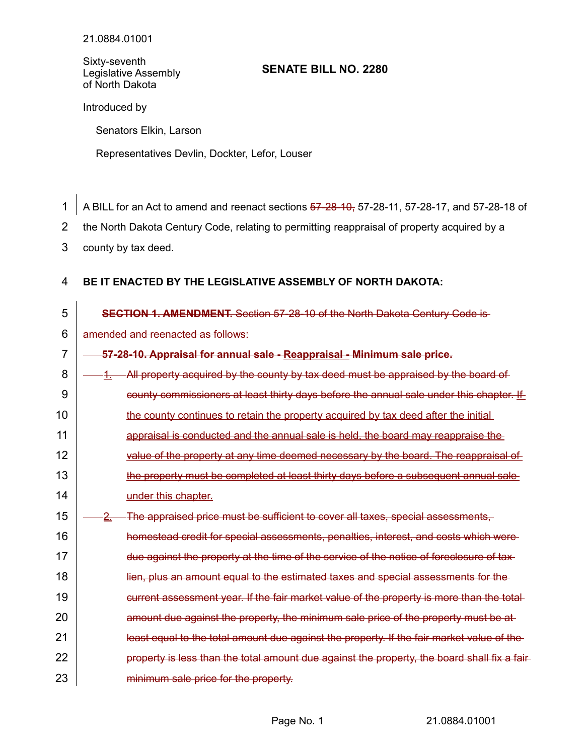21.0884.01001

Sixty-seventh Legislative Assembly of North Dakota

# SENATE BILL NO. 2280

Introduced by

Senators Elkin, Larson

Representatives Devlin, Dockter, Lefor, Louser

A BILL for an Act to amend and reenact sections ~~57-28-10,~~ 57-28-11, 57-28-17, and 57-28-18 of the North Dakota Century Code, relating to permitting reappraisal of property acquired by a county by tax deed.

**BE IT ENACTED BY THE LEGISLATIVE ASSEMBLY OF NORTH DAKOTA:**

~~**SECTION 1. AMENDMENT.** Section 57-28-10 of the North Dakota Century Code is amended and reenacted as follows:~~

~~**57-28-10. Appraisal for annual sale - Reappraisal - Minimum sale price.**~~

~~1. All property acquired by the county by tax deed must be appraised by the board of county commissioners at least thirty days before the annual sale under this chapter. If the county continues to retain the property acquired by tax deed after the initial appraisal is conducted and the annual sale is held, the board may reappraise the value of the property at any time deemed necessary by the board. The reappraisal of the property must be completed at least thirty days before a subsequent annual sale under this chapter.~~

~~2. The appraised price must be sufficient to cover all taxes, special assessments, homestead credit for special assessments, penalties, interest, and costs which were due against the property at the time of the service of the notice of foreclosure of tax lien, plus an amount equal to the estimated taxes and special assessments for the current assessment year. If the fair market value of the property is more than the total amount due against the property, the minimum sale price of the property must be at least equal to the total amount due against the property. If the fair market value of the property is less than the total amount due against the property, the board shall fix a fair minimum sale price for the property.~~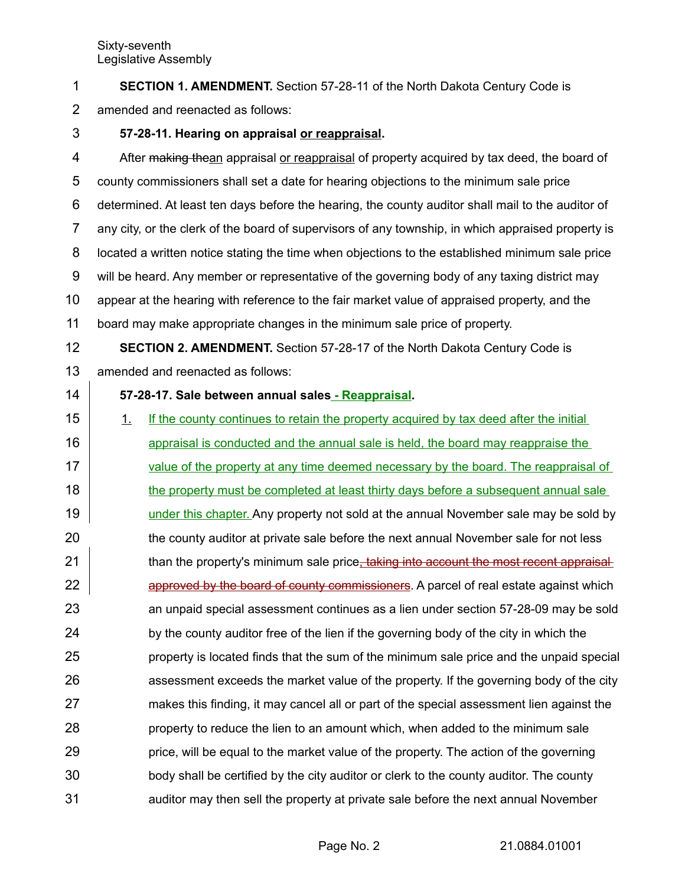**SECTION 1. AMENDMENT.** Section 57-28-11 of the North Dakota Century Code is amended and reenacted as follows:

**57-28-11. Hearing on appraisal <u>or reappraisal</u>.**

After ~~making the~~<u>an</u> appraisal <u>or reappraisal</u> of property acquired by tax deed, the board of county commissioners shall set a date for hearing objections to the minimum sale price determined. At least ten days before the hearing, the county auditor shall mail to the auditor of any city, or the clerk of the board of supervisors of any township, in which appraised property is located a written notice stating the time when objections to the established minimum sale price will be heard. Any member or representative of the governing body of any taxing district may appear at the hearing with reference to the fair market value of appraised property, and the board may make appropriate changes in the minimum sale price of property.

**SECTION 2. AMENDMENT.** Section 57-28-17 of the North Dakota Century Code is amended and reenacted as follows:

**57-28-17. Sale between annual sales<u> - Reappraisal</u>.**

1. <u>If the county continues to retain the property acquired by tax deed after the initial appraisal is conducted and the annual sale is held, the board may reappraise the value of the property at any time deemed necessary by the board. The reappraisal of the property must be completed at least thirty days before a subsequent annual sale under this chapter.</u> Any property not sold at the annual November sale may be sold by the county auditor at private sale before the next annual November sale for not less than the property's minimum sale price~~, taking into account the most recent appraisal approved by the board of county commissioners~~. A parcel of real estate against which an unpaid special assessment continues as a lien under section 57-28-09 may be sold by the county auditor free of the lien if the governing body of the city in which the property is located finds that the sum of the minimum sale price and the unpaid special assessment exceeds the market value of the property. If the governing body of the city makes this finding, it may cancel all or part of the special assessment lien against the property to reduce the lien to an amount which, when added to the minimum sale price, will be equal to the market value of the property. The action of the governing body shall be certified by the city auditor or clerk to the county auditor. The county auditor may then sell the property at private sale before the next annual November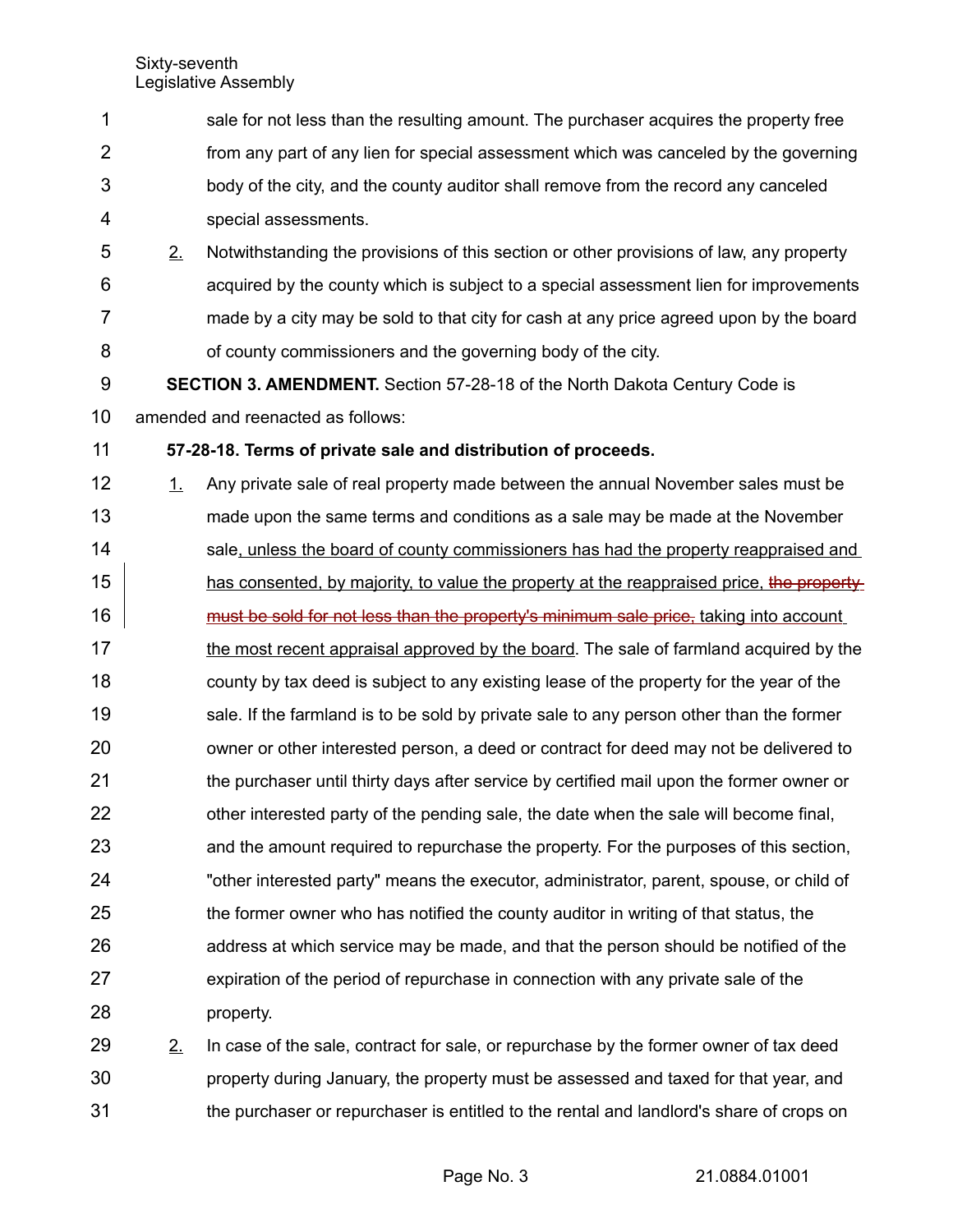sale for not less than the resulting amount. The purchaser acquires the property free from any part of any lien for special assessment which was canceled by the governing body of the city, and the county auditor shall remove from the record any canceled special assessments.

2. Notwithstanding the provisions of this section or other provisions of law, any property acquired by the county which is subject to a special assessment lien for improvements made by a city may be sold to that city for cash at any price agreed upon by the board of county commissioners and the governing body of the city.

**SECTION 3. AMENDMENT.** Section 57-28-18 of the North Dakota Century Code is amended and reenacted as follows:

**57-28-18. Terms of private sale and distribution of proceeds.**

1. Any private sale of real property made between the annual November sales must be made upon the same terms and conditions as a sale may be made at the November sale, unless the board of county commissioners has had the property reappraised and has consented, by majority, to value the property at the reappraised price, ~~the property must be sold for not less than the property's minimum sale price,~~ taking into account the most recent appraisal approved by the board. The sale of farmland acquired by the county by tax deed is subject to any existing lease of the property for the year of the sale. If the farmland is to be sold by private sale to any person other than the former owner or other interested person, a deed or contract for deed may not be delivered to the purchaser until thirty days after service by certified mail upon the former owner or other interested party of the pending sale, the date when the sale will become final, and the amount required to repurchase the property. For the purposes of this section, "other interested party" means the executor, administrator, parent, spouse, or child of the former owner who has notified the county auditor in writing of that status, the address at which service may be made, and that the person should be notified of the expiration of the period of repurchase in connection with any private sale of the property.

2. In case of the sale, contract for sale, or repurchase by the former owner of tax deed property during January, the property must be assessed and taxed for that year, and the purchaser or repurchaser is entitled to the rental and landlord's share of crops on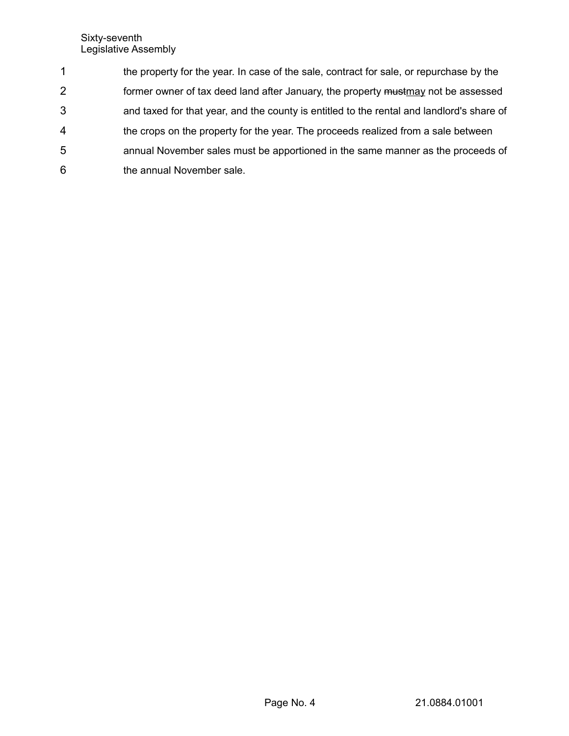the property for the year. In case of the sale, contract for sale, or repurchase by the former owner of tax deed land after January, the property ~~must~~may not be assessed and taxed for that year, and the county is entitled to the rental and landlord's share of the crops on the property for the year. The proceeds realized from a sale between annual November sales must be apportioned in the same manner as the proceeds of the annual November sale.